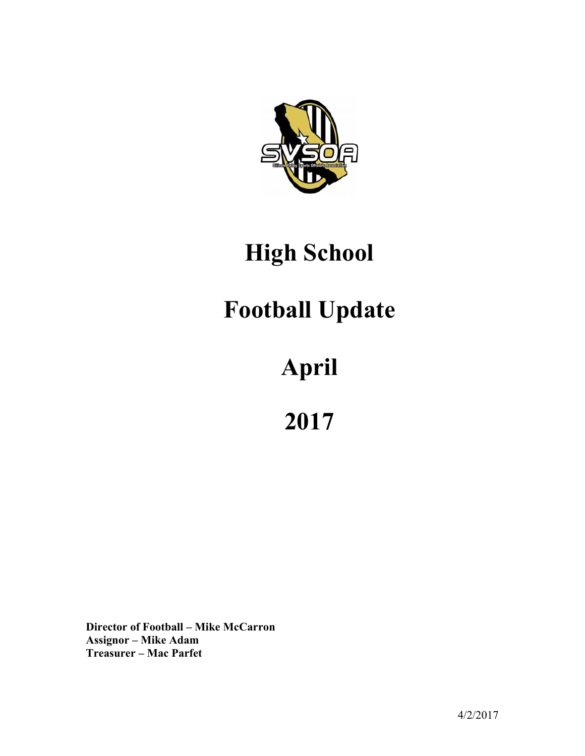# High School

# Football Update

# April

# 2017

**Director of Football – Mike McCarron**
**Assignor – Mike Adam**
**Treasurer – Mac Parfet**

4/2/2017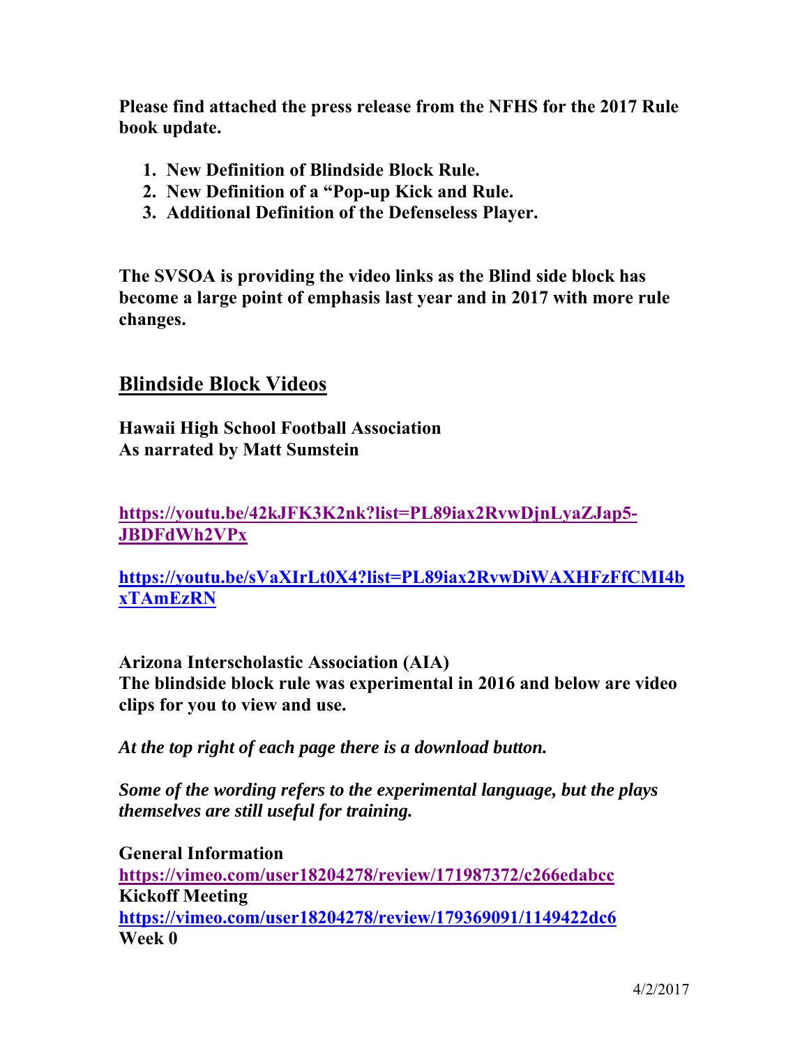**Please find attached the press release from the NFHS for the 2017 Rule book update.**

1. **New Definition of Blindside Block Rule.**
2. **New Definition of a “Pop-up Kick and Rule.**
3. **Additional Definition of the Defenseless Player.**

**The SVSOA is providing the video links as the Blind side block has become a large point of emphasis last year and in 2017 with more rule changes.**

## Blindside Block Videos

**Hawaii High School Football Association**
**As narrated by Matt Sumstein**

**https://youtu.be/42kJFK3K2nk?list=PL89iax2RvwDjnLyaZJap5-JBDFdWh2VPx**

**https://youtu.be/sVaXIrLt0X4?list=PL89iax2RvwDiWAXHFzFfCMI4bxTAmEzRN**

**Arizona Interscholastic Association (AIA)**
**The blindside block rule was experimental in 2016 and below are video clips for you to view and use.**

***At the top right of each page there is a download button.***

***Some of the wording refers to the experimental language, but the plays themselves are still useful for training.***

**General Information**
**https://vimeo.com/user18204278/review/171987372/c266edabcc**
**Kickoff Meeting**
**https://vimeo.com/user18204278/review/179369091/1149422dc6**
**Week 0**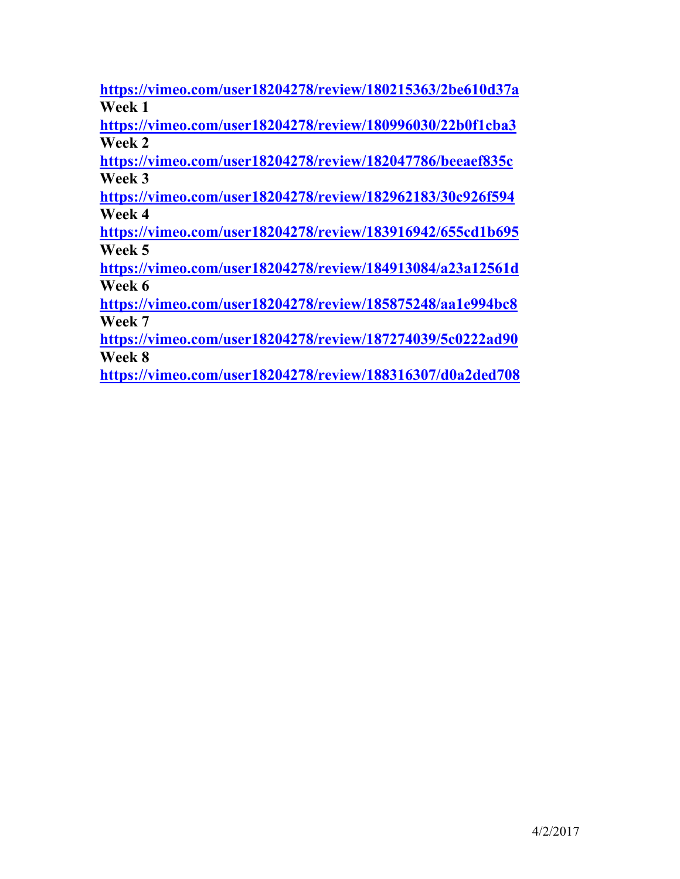**https://vimeo.com/user18204278/review/180215363/2be610d37a**

**Week 1**

**https://vimeo.com/user18204278/review/180996030/22b0f1cba3**

**Week 2**

**https://vimeo.com/user18204278/review/182047786/beeaef835c**

**Week 3**

**https://vimeo.com/user18204278/review/182962183/30c926f594**

**Week 4**

**https://vimeo.com/user18204278/review/183916942/655cd1b695**

**Week 5**

**https://vimeo.com/user18204278/review/184913084/a23a12561d**

**Week 6**

**https://vimeo.com/user18204278/review/185875248/aa1e994bc8**

**Week 7**

**https://vimeo.com/user18204278/review/187274039/5c0222ad90**

**Week 8**

**https://vimeo.com/user18204278/review/188316307/d0a2ded708**

4/2/2017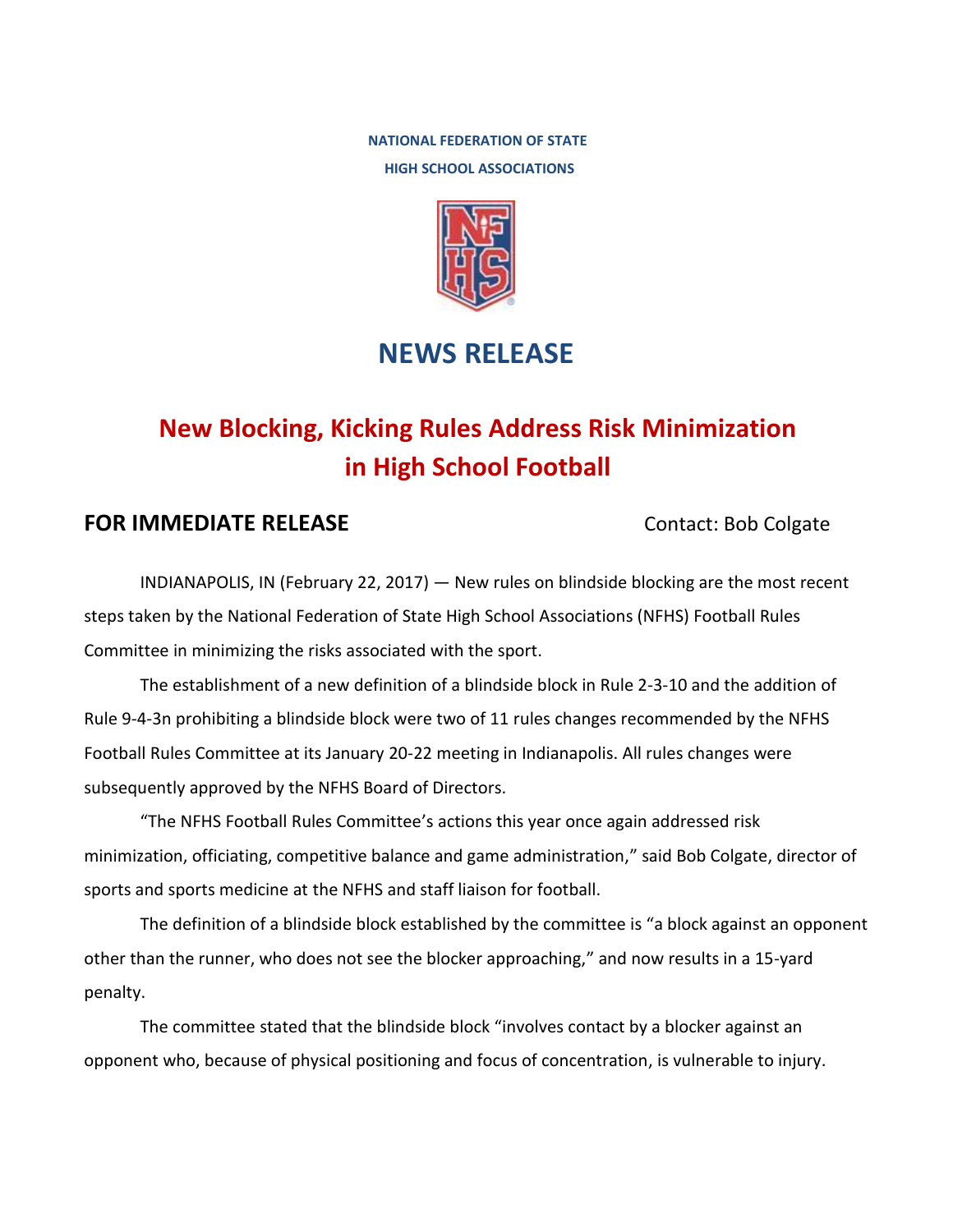**NATIONAL FEDERATION OF STATE HIGH SCHOOL ASSOCIATIONS**

# NEWS RELEASE

## New Blocking, Kicking Rules Address Risk Minimization in High School Football

**FOR IMMEDIATE RELEASE** Contact: Bob Colgate

INDIANAPOLIS, IN (February 22, 2017) — New rules on blindside blocking are the most recent steps taken by the National Federation of State High School Associations (NFHS) Football Rules Committee in minimizing the risks associated with the sport.

The establishment of a new definition of a blindside block in Rule 2-3-10 and the addition of Rule 9-4-3n prohibiting a blindside block were two of 11 rules changes recommended by the NFHS Football Rules Committee at its January 20-22 meeting in Indianapolis. All rules changes were subsequently approved by the NFHS Board of Directors.

"The NFHS Football Rules Committee's actions this year once again addressed risk minimization, officiating, competitive balance and game administration," said Bob Colgate, director of sports and sports medicine at the NFHS and staff liaison for football.

The definition of a blindside block established by the committee is "a block against an opponent other than the runner, who does not see the blocker approaching," and now results in a 15-yard penalty.

The committee stated that the blindside block "involves contact by a blocker against an opponent who, because of physical positioning and focus of concentration, is vulnerable to injury.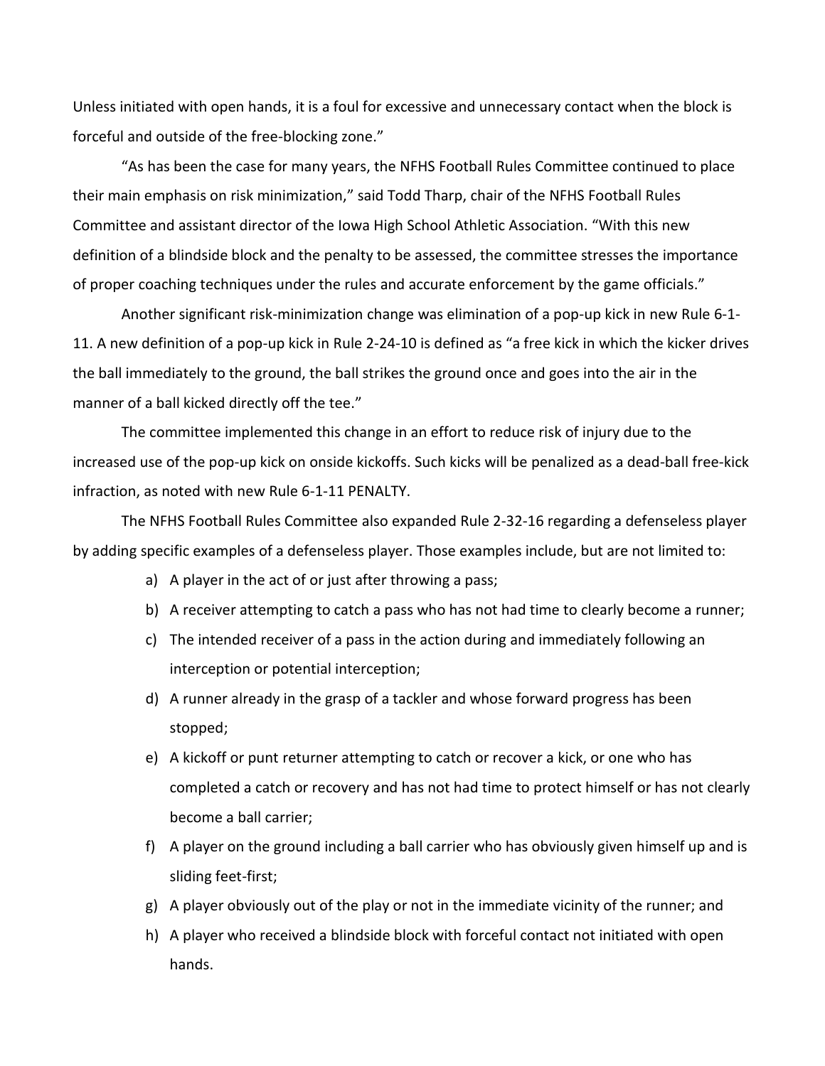Unless initiated with open hands, it is a foul for excessive and unnecessary contact when the block is forceful and outside of the free-blocking zone."

"As has been the case for many years, the NFHS Football Rules Committee continued to place their main emphasis on risk minimization," said Todd Tharp, chair of the NFHS Football Rules Committee and assistant director of the Iowa High School Athletic Association. "With this new definition of a blindside block and the penalty to be assessed, the committee stresses the importance of proper coaching techniques under the rules and accurate enforcement by the game officials."

Another significant risk-minimization change was elimination of a pop-up kick in new Rule 6-1-11. A new definition of a pop-up kick in Rule 2-24-10 is defined as "a free kick in which the kicker drives the ball immediately to the ground, the ball strikes the ground once and goes into the air in the manner of a ball kicked directly off the tee."

The committee implemented this change in an effort to reduce risk of injury due to the increased use of the pop-up kick on onside kickoffs. Such kicks will be penalized as a dead-ball free-kick infraction, as noted with new Rule 6-1-11 PENALTY.

The NFHS Football Rules Committee also expanded Rule 2-32-16 regarding a defenseless player by adding specific examples of a defenseless player. Those examples include, but are not limited to:

a) A player in the act of or just after throwing a pass;
b) A receiver attempting to catch a pass who has not had time to clearly become a runner;
c) The intended receiver of a pass in the action during and immediately following an interception or potential interception;
d) A runner already in the grasp of a tackler and whose forward progress has been stopped;
e) A kickoff or punt returner attempting to catch or recover a kick, or one who has completed a catch or recovery and has not had time to protect himself or has not clearly become a ball carrier;
f) A player on the ground including a ball carrier who has obviously given himself up and is sliding feet-first;
g) A player obviously out of the play or not in the immediate vicinity of the runner; and
h) A player who received a blindside block with forceful contact not initiated with open hands.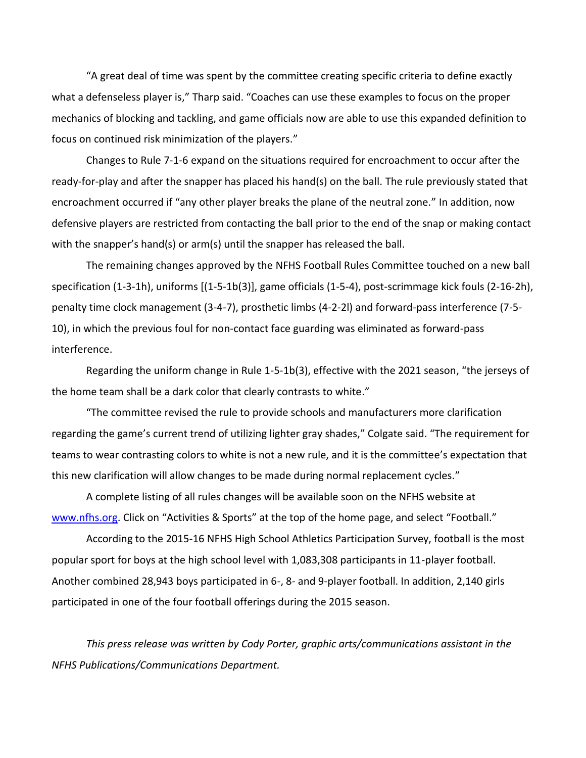"A great deal of time was spent by the committee creating specific criteria to define exactly what a defenseless player is," Tharp said. "Coaches can use these examples to focus on the proper mechanics of blocking and tackling, and game officials now are able to use this expanded definition to focus on continued risk minimization of the players."

Changes to Rule 7-1-6 expand on the situations required for encroachment to occur after the ready-for-play and after the snapper has placed his hand(s) on the ball. The rule previously stated that encroachment occurred if "any other player breaks the plane of the neutral zone." In addition, now defensive players are restricted from contacting the ball prior to the end of the snap or making contact with the snapper's hand(s) or arm(s) until the snapper has released the ball.

The remaining changes approved by the NFHS Football Rules Committee touched on a new ball specification (1-3-1h), uniforms [(1-5-1b(3)], game officials (1-5-4), post-scrimmage kick fouls (2-16-2h), penalty time clock management (3-4-7), prosthetic limbs (4-2-2l) and forward-pass interference (7-5-10), in which the previous foul for non-contact face guarding was eliminated as forward-pass interference.

Regarding the uniform change in Rule 1-5-1b(3), effective with the 2021 season, "the jerseys of the home team shall be a dark color that clearly contrasts to white."

"The committee revised the rule to provide schools and manufacturers more clarification regarding the game's current trend of utilizing lighter gray shades," Colgate said. "The requirement for teams to wear contrasting colors to white is not a new rule, and it is the committee's expectation that this new clarification will allow changes to be made during normal replacement cycles."

A complete listing of all rules changes will be available soon on the NFHS website at [www.nfhs.org](http://www.nfhs.org). Click on "Activities & Sports" at the top of the home page, and select "Football."

According to the 2015-16 NFHS High School Athletics Participation Survey, football is the most popular sport for boys at the high school level with 1,083,308 participants in 11-player football. Another combined 28,943 boys participated in 6-, 8- and 9-player football. In addition, 2,140 girls participated in one of the four football offerings during the 2015 season.

*This press release was written by Cody Porter, graphic arts/communications assistant in the NFHS Publications/Communications Department.*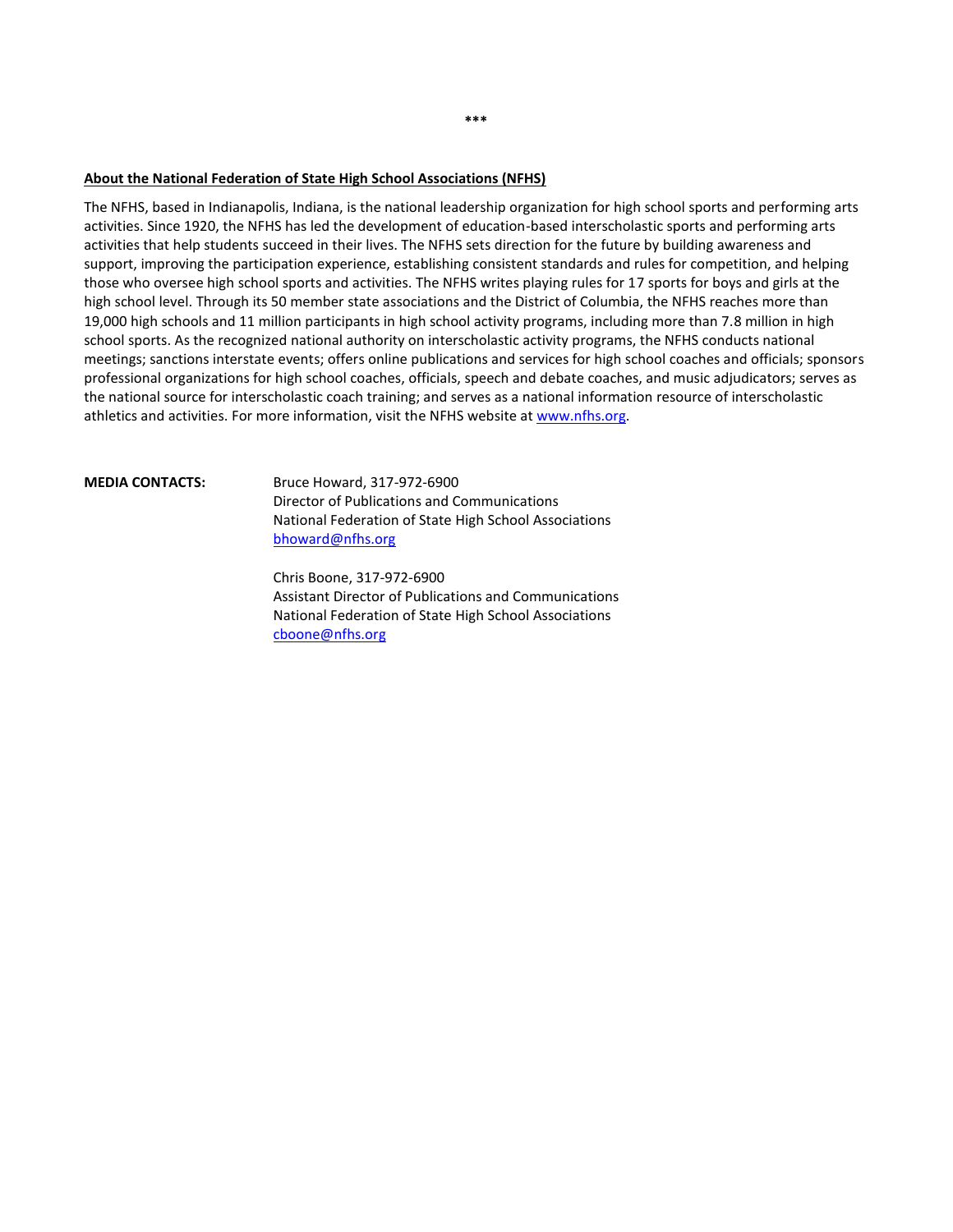***

**About the National Federation of State High School Associations (NFHS)**

The NFHS, based in Indianapolis, Indiana, is the national leadership organization for high school sports and performing arts activities. Since 1920, the NFHS has led the development of education-based interscholastic sports and performing arts activities that help students succeed in their lives. The NFHS sets direction for the future by building awareness and support, improving the participation experience, establishing consistent standards and rules for competition, and helping those who oversee high school sports and activities. The NFHS writes playing rules for 17 sports for boys and girls at the high school level. Through its 50 member state associations and the District of Columbia, the NFHS reaches more than 19,000 high schools and 11 million participants in high school activity programs, including more than 7.8 million in high school sports. As the recognized national authority on interscholastic activity programs, the NFHS conducts national meetings; sanctions interstate events; offers online publications and services for high school coaches and officials; sponsors professional organizations for high school coaches, officials, speech and debate coaches, and music adjudicators; serves as the national source for interscholastic coach training; and serves as a national information resource of interscholastic athletics and activities. For more information, visit the NFHS website at www.nfhs.org.

**MEDIA CONTACTS:**

Bruce Howard, 317-972-6900
Director of Publications and Communications
National Federation of State High School Associations
bhoward@nfhs.org

Chris Boone, 317-972-6900
Assistant Director of Publications and Communications
National Federation of State High School Associations
cboone@nfhs.org